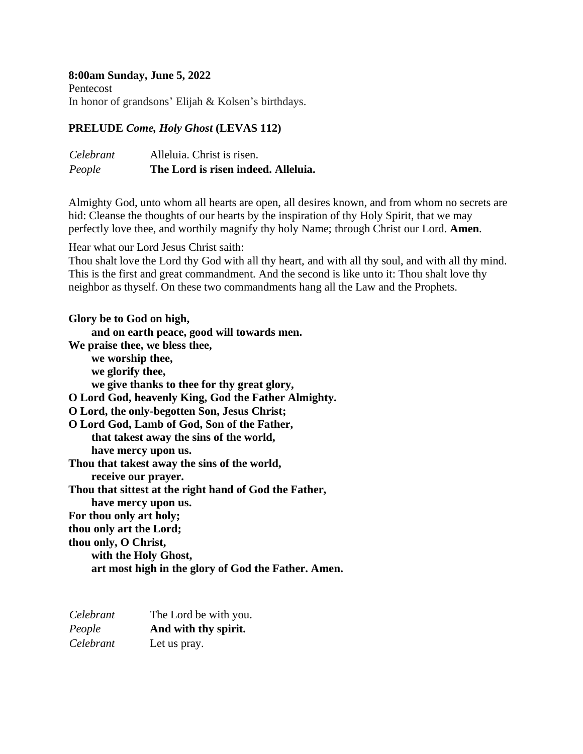**8:00am Sunday, June 5, 2022**
Pentecost
In honor of grandsons' Elijah & Kolsen's birthdays.

**PRELUDE *Come, Holy Ghost* (LEVAS 112)**

*Celebrant* Alleluia. Christ is risen.
*People* **The Lord is risen indeed. Alleluia.**

Almighty God, unto whom all hearts are open, all desires known, and from whom no secrets are hid: Cleanse the thoughts of our hearts by the inspiration of thy Holy Spirit, that we may perfectly love thee, and worthily magnify thy holy Name; through Christ our Lord. **Amen**.

Hear what our Lord Jesus Christ saith:
Thou shalt love the Lord thy God with all thy heart, and with all thy soul, and with all thy mind. This is the first and great commandment. And the second is like unto it: Thou shalt love thy neighbor as thyself. On these two commandments hang all the Law and the Prophets.

**Glory be to God on high,**
**and on earth peace, good will towards men.**
**We praise thee, we bless thee,**
**we worship thee,**
**we glorify thee,**
**we give thanks to thee for thy great glory,**
**O Lord God, heavenly King, God the Father Almighty.**
**O Lord, the only-begotten Son, Jesus Christ;**
**O Lord God, Lamb of God, Son of the Father,**
**that takest away the sins of the world,**
**have mercy upon us.**
**Thou that takest away the sins of the world,**
**receive our prayer.**
**Thou that sittest at the right hand of God the Father,**
**have mercy upon us.**
**For thou only art holy;**
**thou only art the Lord;**
**thou only, O Christ,**
**with the Holy Ghost,**
**art most high in the glory of God the Father. Amen.**

*Celebrant* The Lord be with you.
*People* **And with thy spirit.**
*Celebrant* Let us pray.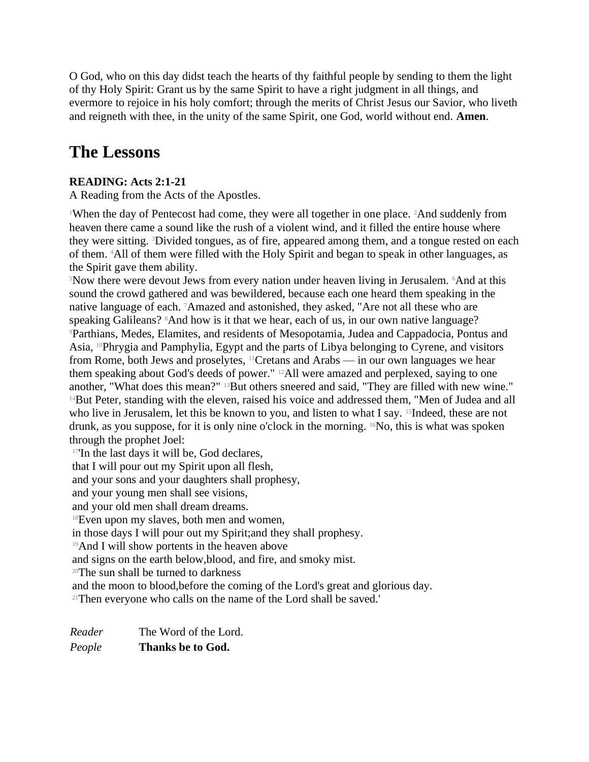O God, who on this day didst teach the hearts of thy faithful people by sending to them the light of thy Holy Spirit: Grant us by the same Spirit to have a right judgment in all things, and evermore to rejoice in his holy comfort; through the merits of Christ Jesus our Savior, who liveth and reigneth with thee, in the unity of the same Spirit, one God, world without end. **Amen**.

# The Lessons

**READING: Acts 2:1-21**
A Reading from the Acts of the Apostles.

[1]When the day of Pentecost had come, they were all together in one place. [2]And suddenly from heaven there came a sound like the rush of a violent wind, and it filled the entire house where they were sitting. [3]Divided tongues, as of fire, appeared among them, and a tongue rested on each of them. [4]All of them were filled with the Holy Spirit and began to speak in other languages, as the Spirit gave them ability.
[5]Now there were devout Jews from every nation under heaven living in Jerusalem. [6]And at this sound the crowd gathered and was bewildered, because each one heard them speaking in the native language of each. [7]Amazed and astonished, they asked, "Are not all these who are speaking Galileans? [8]And how is it that we hear, each of us, in our own native language? [9]Parthians, Medes, Elamites, and residents of Mesopotamia, Judea and Cappadocia, Pontus and Asia, [10]Phrygia and Pamphylia, Egypt and the parts of Libya belonging to Cyrene, and visitors from Rome, both Jews and proselytes, [11]Cretans and Arabs — in our own languages we hear them speaking about God's deeds of power." [12]All were amazed and perplexed, saying to one another, "What does this mean?" [13]But others sneered and said, "They are filled with new wine."
[14]But Peter, standing with the eleven, raised his voice and addressed them, "Men of Judea and all who live in Jerusalem, let this be known to you, and listen to what I say. [15]Indeed, these are not drunk, as you suppose, for it is only nine o'clock in the morning. [16]No, this is what was spoken through the prophet Joel:
[17]'In the last days it will be, God declares,
that I will pour out my Spirit upon all flesh,
and your sons and your daughters shall prophesy,
and your young men shall see visions,
and your old men shall dream dreams.
[18]Even upon my slaves, both men and women,
in those days I will pour out my Spirit;and they shall prophesy.
[19]And I will show portents in the heaven above
and signs on the earth below,blood, and fire, and smoky mist.
[20]The sun shall be turned to darkness
and the moon to blood,before the coming of the Lord's great and glorious day.
[21]Then everyone who calls on the name of the Lord shall be saved.'

*Reader* The Word of the Lord.
*People* **Thanks be to God.**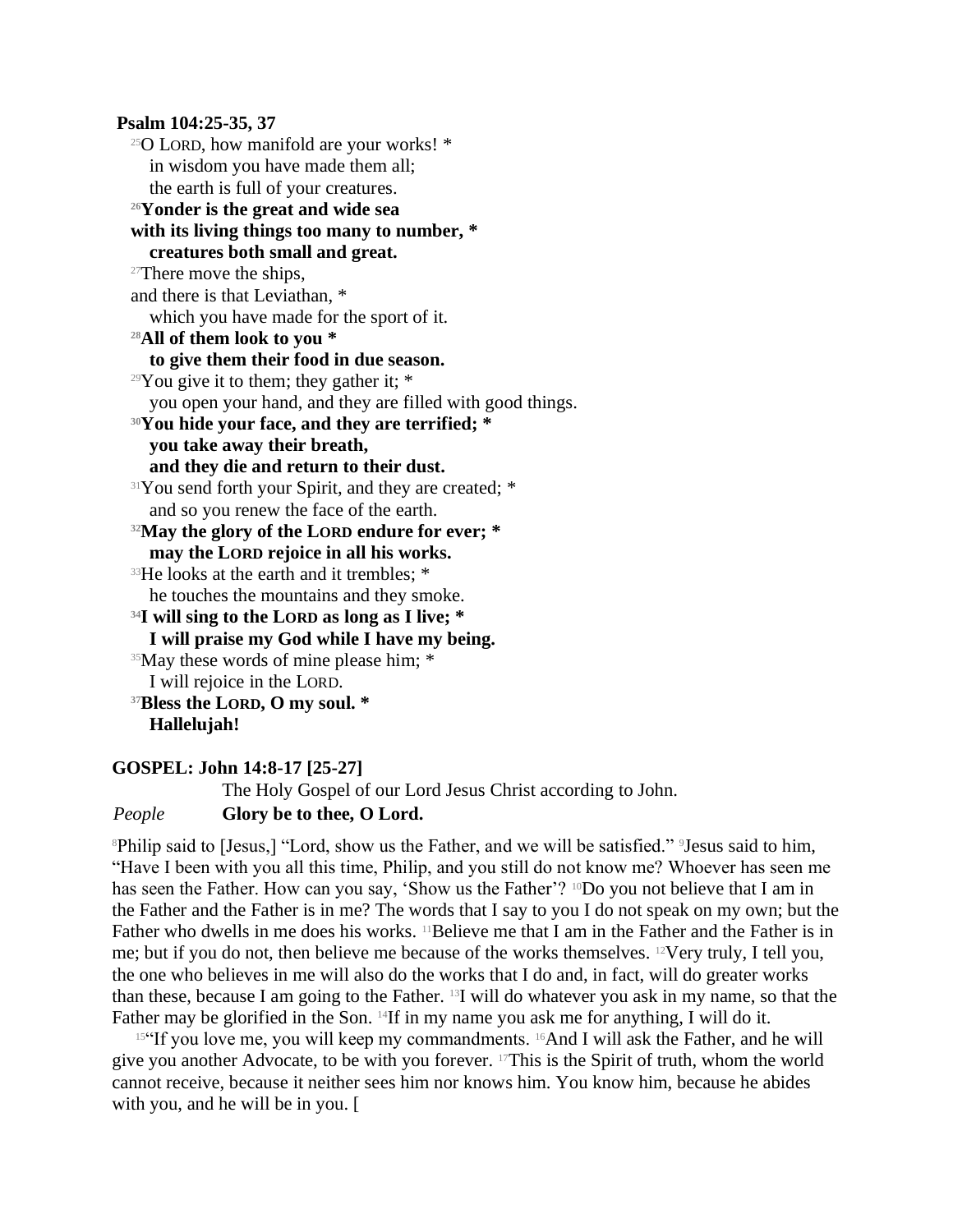**Psalm 104:25-35, 37**

[25]O LORD, how manifold are your works! *
in wisdom you have made them all;
the earth is full of your creatures.

**[26]Yonder is the great and wide sea**
**with its living things too many to number, ***
**creatures both small and great.**

[27]There move the ships,
and there is that Leviathan, *
which you have made for the sport of it.

**[28]All of them look to you ***
**to give them their food in due season.**

[29]You give it to them; they gather it; *
you open your hand, and they are filled with good things.

**[30]You hide your face, and they are terrified; ***
**you take away their breath,**
**and they die and return to their dust.**

[31]You send forth your Spirit, and they are created; *
and so you renew the face of the earth.

**[32]May the glory of the LORD endure for ever; ***
**may the LORD rejoice in all his works.**

[33]He looks at the earth and it trembles; *
he touches the mountains and they smoke.

**[34]I will sing to the LORD as long as I live; ***
**I will praise my God while I have my being.**

[35]May these words of mine please him; *
I will rejoice in the LORD.

**[37]Bless the LORD, O my soul. ***
**Hallelujah!**

**GOSPEL: John 14:8-17 [25-27]**

The Holy Gospel of our Lord Jesus Christ according to John.

*People* **Glory be to thee, O Lord.**

[8]Philip said to [Jesus,] "Lord, show us the Father, and we will be satisfied." [9]Jesus said to him, "Have I been with you all this time, Philip, and you still do not know me? Whoever has seen me has seen the Father. How can you say, 'Show us the Father'? [10]Do you not believe that I am in the Father and the Father is in me? The words that I say to you I do not speak on my own; but the Father who dwells in me does his works. [11]Believe me that I am in the Father and the Father is in me; but if you do not, then believe me because of the works themselves. [12]Very truly, I tell you, the one who believes in me will also do the works that I do and, in fact, will do greater works than these, because I am going to the Father. [13]I will do whatever you ask in my name, so that the Father may be glorified in the Son. [14]If in my name you ask me for anything, I will do it.

[15]"If you love me, you will keep my commandments. [16]And I will ask the Father, and he will give you another Advocate, to be with you forever. [17]This is the Spirit of truth, whom the world cannot receive, because it neither sees him nor knows him. You know him, because he abides with you, and he will be in you. [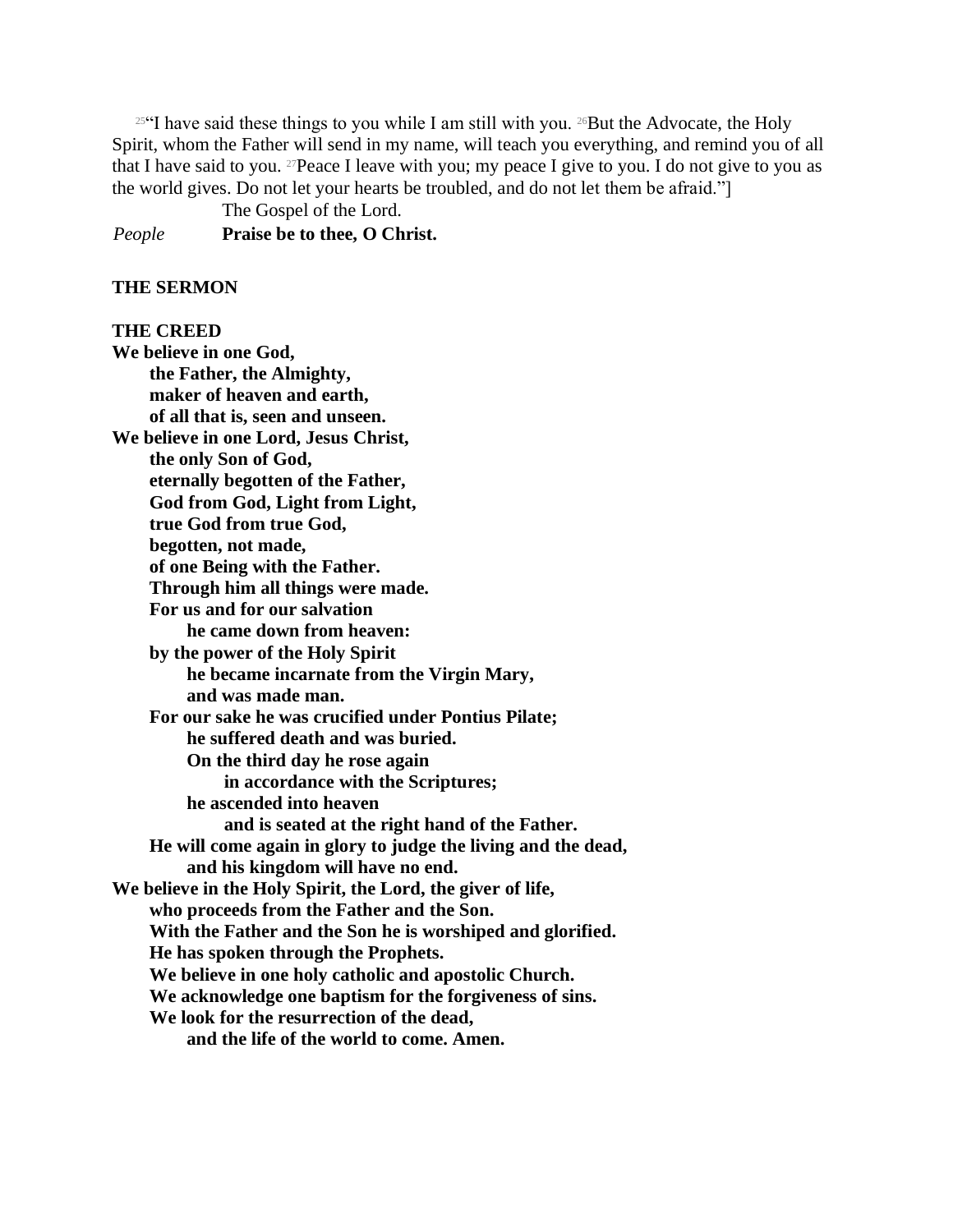[25]"I have said these things to you while I am still with you. [26]But the Advocate, the Holy Spirit, whom the Father will send in my name, will teach you everything, and remind you of all that I have said to you. [27]Peace I leave with you; my peace I give to you. I do not give to you as the world gives. Do not let your hearts be troubled, and do not let them be afraid."]

The Gospel of the Lord.

*People* **Praise be to thee, O Christ.**

**THE SERMON**

**THE CREED**

**We believe in one God,**
**the Father, the Almighty,**
**maker of heaven and earth,**
**of all that is, seen and unseen.**
**We believe in one Lord, Jesus Christ,**
**the only Son of God,**
**eternally begotten of the Father,**
**God from God, Light from Light,**
**true God from true God,**
**begotten, not made,**
**of one Being with the Father.**
**Through him all things were made.**
**For us and for our salvation**
**he came down from heaven:**
**by the power of the Holy Spirit**
**he became incarnate from the Virgin Mary,**
**and was made man.**
**For our sake he was crucified under Pontius Pilate;**
**he suffered death and was buried.**
**On the third day he rose again**
**in accordance with the Scriptures;**
**he ascended into heaven**
**and is seated at the right hand of the Father.**
**He will come again in glory to judge the living and the dead,**
**and his kingdom will have no end.**
**We believe in the Holy Spirit, the Lord, the giver of life,**
**who proceeds from the Father and the Son.**
**With the Father and the Son he is worshiped and glorified.**
**He has spoken through the Prophets.**
**We believe in one holy catholic and apostolic Church.**
**We acknowledge one baptism for the forgiveness of sins.**
**We look for the resurrection of the dead,**
**and the life of the world to come. Amen.**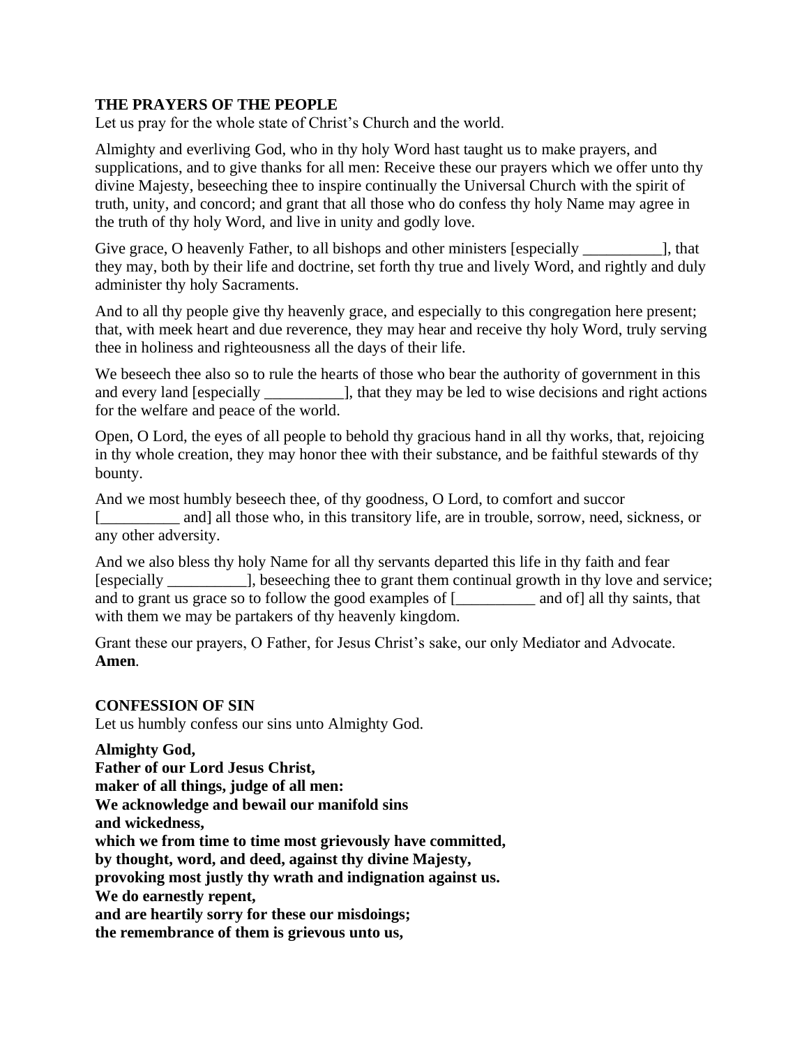**THE PRAYERS OF THE PEOPLE**

Let us pray for the whole state of Christ's Church and the world.

Almighty and everliving God, who in thy holy Word hast taught us to make prayers, and supplications, and to give thanks for all men: Receive these our prayers which we offer unto thy divine Majesty, beseeching thee to inspire continually the Universal Church with the spirit of truth, unity, and concord; and grant that all those who do confess thy holy Name may agree in the truth of thy holy Word, and live in unity and godly love.

Give grace, O heavenly Father, to all bishops and other ministers [especially __________], that they may, both by their life and doctrine, set forth thy true and lively Word, and rightly and duly administer thy holy Sacraments.

And to all thy people give thy heavenly grace, and especially to this congregation here present; that, with meek heart and due reverence, they may hear and receive thy holy Word, truly serving thee in holiness and righteousness all the days of their life.

We beseech thee also so to rule the hearts of those who bear the authority of government in this and every land [especially __________], that they may be led to wise decisions and right actions for the welfare and peace of the world.

Open, O Lord, the eyes of all people to behold thy gracious hand in all thy works, that, rejoicing in thy whole creation, they may honor thee with their substance, and be faithful stewards of thy bounty.

And we most humbly beseech thee, of thy goodness, O Lord, to comfort and succor [__________ and] all those who, in this transitory life, are in trouble, sorrow, need, sickness, or any other adversity.

And we also bless thy holy Name for all thy servants departed this life in thy faith and fear [especially __________], beseeching thee to grant them continual growth in thy love and service; and to grant us grace so to follow the good examples of [__________ and of] all thy saints, that with them we may be partakers of thy heavenly kingdom.

Grant these our prayers, O Father, for Jesus Christ's sake, our only Mediator and Advocate. **Amen**.

**CONFESSION OF SIN**

Let us humbly confess our sins unto Almighty God.

**Almighty God,**
**Father of our Lord Jesus Christ,**
**maker of all things, judge of all men:**
**We acknowledge and bewail our manifold sins**
**and wickedness,**
**which we from time to time most grievously have committed,**
**by thought, word, and deed, against thy divine Majesty,**
**provoking most justly thy wrath and indignation against us.**
**We do earnestly repent,**
**and are heartily sorry for these our misdoings;**
**the remembrance of them is grievous unto us,**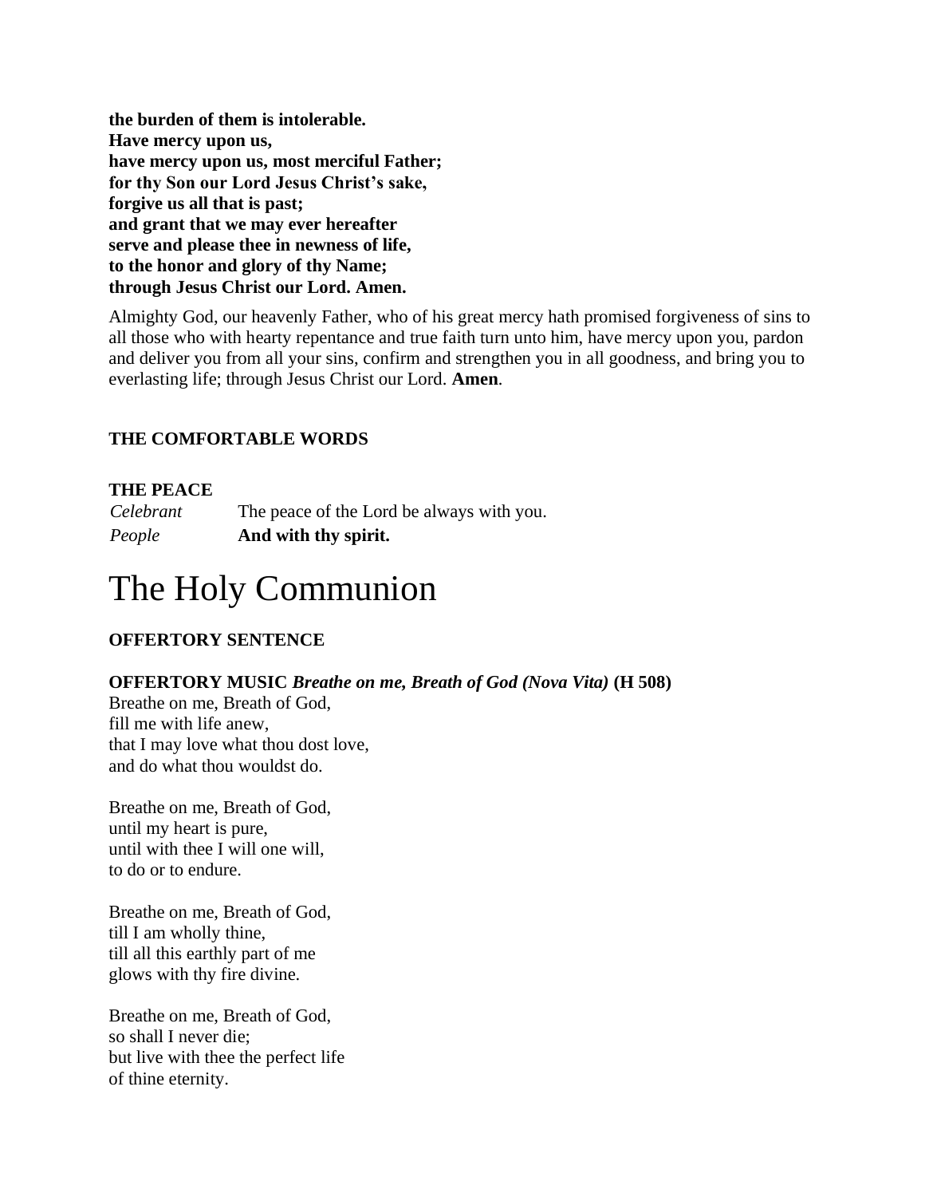**the burden of them is intolerable.**
**Have mercy upon us,**
**have mercy upon us, most merciful Father;**
**for thy Son our Lord Jesus Christ's sake,**
**forgive us all that is past;**
**and grant that we may ever hereafter**
**serve and please thee in newness of life,**
**to the honor and glory of thy Name;**
**through Jesus Christ our Lord. Amen.**

Almighty God, our heavenly Father, who of his great mercy hath promised forgiveness of sins to all those who with hearty repentance and true faith turn unto him, have mercy upon you, pardon and deliver you from all your sins, confirm and strengthen you in all goodness, and bring you to everlasting life; through Jesus Christ our Lord. **Amen**.

**THE COMFORTABLE WORDS**

**THE PEACE**

*Celebrant* The peace of the Lord be always with you.
*People* **And with thy spirit.**

# The Holy Communion

**OFFERTORY SENTENCE**

**OFFERTORY MUSIC** ***Breathe on me, Breath of God (Nova Vita)*** **(H 508)**

Breathe on me, Breath of God,
fill me with life anew,
that I may love what thou dost love,
and do what thou wouldst do.

Breathe on me, Breath of God,
until my heart is pure,
until with thee I will one will,
to do or to endure.

Breathe on me, Breath of God,
till I am wholly thine,
till all this earthly part of me
glows with thy fire divine.

Breathe on me, Breath of God,
so shall I never die;
but live with thee the perfect life
of thine eternity.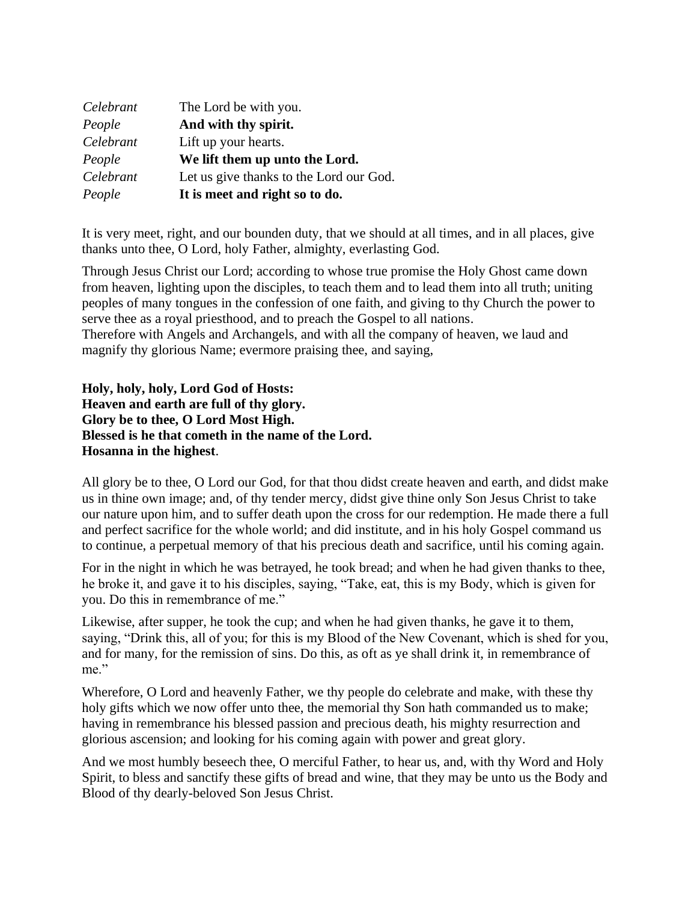*Celebrant* The Lord be with you.
*People* **And with thy spirit.**
*Celebrant* Lift up your hearts.
*People* **We lift them up unto the Lord.**
*Celebrant* Let us give thanks to the Lord our God.
*People* **It is meet and right so to do.**

It is very meet, right, and our bounden duty, that we should at all times, and in all places, give thanks unto thee, O Lord, holy Father, almighty, everlasting God.

Through Jesus Christ our Lord; according to whose true promise the Holy Ghost came down from heaven, lighting upon the disciples, to teach them and to lead them into all truth; uniting peoples of many tongues in the confession of one faith, and giving to thy Church the power to serve thee as a royal priesthood, and to preach the Gospel to all nations.
Therefore with Angels and Archangels, and with all the company of heaven, we laud and magnify thy glorious Name; evermore praising thee, and saying,

**Holy, holy, holy, Lord God of Hosts:**
**Heaven and earth are full of thy glory.**
**Glory be to thee, O Lord Most High.**
**Blessed is he that cometh in the name of the Lord.**
**Hosanna in the highest**.

All glory be to thee, O Lord our God, for that thou didst create heaven and earth, and didst make us in thine own image; and, of thy tender mercy, didst give thine only Son Jesus Christ to take our nature upon him, and to suffer death upon the cross for our redemption. He made there a full and perfect sacrifice for the whole world; and did institute, and in his holy Gospel command us to continue, a perpetual memory of that his precious death and sacrifice, until his coming again.

For in the night in which he was betrayed, he took bread; and when he had given thanks to thee, he broke it, and gave it to his disciples, saying, "Take, eat, this is my Body, which is given for you. Do this in remembrance of me."

Likewise, after supper, he took the cup; and when he had given thanks, he gave it to them, saying, "Drink this, all of you; for this is my Blood of the New Covenant, which is shed for you, and for many, for the remission of sins. Do this, as oft as ye shall drink it, in remembrance of me."

Wherefore, O Lord and heavenly Father, we thy people do celebrate and make, with these thy holy gifts which we now offer unto thee, the memorial thy Son hath commanded us to make; having in remembrance his blessed passion and precious death, his mighty resurrection and glorious ascension; and looking for his coming again with power and great glory.

And we most humbly beseech thee, O merciful Father, to hear us, and, with thy Word and Holy Spirit, to bless and sanctify these gifts of bread and wine, that they may be unto us the Body and Blood of thy dearly-beloved Son Jesus Christ.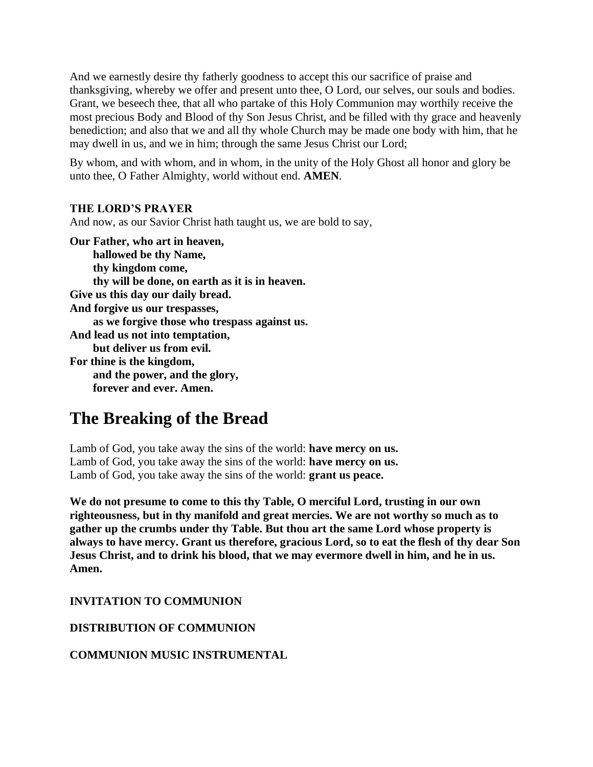And we earnestly desire thy fatherly goodness to accept this our sacrifice of praise and thanksgiving, whereby we offer and present unto thee, O Lord, our selves, our souls and bodies. Grant, we beseech thee, that all who partake of this Holy Communion may worthily receive the most precious Body and Blood of thy Son Jesus Christ, and be filled with thy grace and heavenly benediction; and also that we and all thy whole Church may be made one body with him, that he may dwell in us, and we in him; through the same Jesus Christ our Lord;

By whom, and with whom, and in whom, in the unity of the Holy Ghost all honor and glory be unto thee, O Father Almighty, world without end. **AMEN**.

**THE LORD'S PRAYER**

And now, as our Savior Christ hath taught us, we are bold to say,

**Our Father, who art in heaven,**
**hallowed be thy Name,**
**thy kingdom come,**
**thy will be done, on earth as it is in heaven.**
**Give us this day our daily bread.**
**And forgive us our trespasses,**
**as we forgive those who trespass against us.**
**And lead us not into temptation,**
**but deliver us from evil.**
**For thine is the kingdom,**
**and the power, and the glory,**
**forever and ever. Amen.**

# The Breaking of the Bread

Lamb of God, you take away the sins of the world: **have mercy on us.**
Lamb of God, you take away the sins of the world: **have mercy on us.**
Lamb of God, you take away the sins of the world: **grant us peace.**

**We do not presume to come to this thy Table, O merciful Lord, trusting in our own righteousness, but in thy manifold and great mercies. We are not worthy so much as to gather up the crumbs under thy Table. But thou art the same Lord whose property is always to have mercy. Grant us therefore, gracious Lord, so to eat the flesh of thy dear Son Jesus Christ, and to drink his blood, that we may evermore dwell in him, and he in us. Amen.**

**INVITATION TO COMMUNION**

**DISTRIBUTION OF COMMUNION**

**COMMUNION MUSIC INSTRUMENTAL**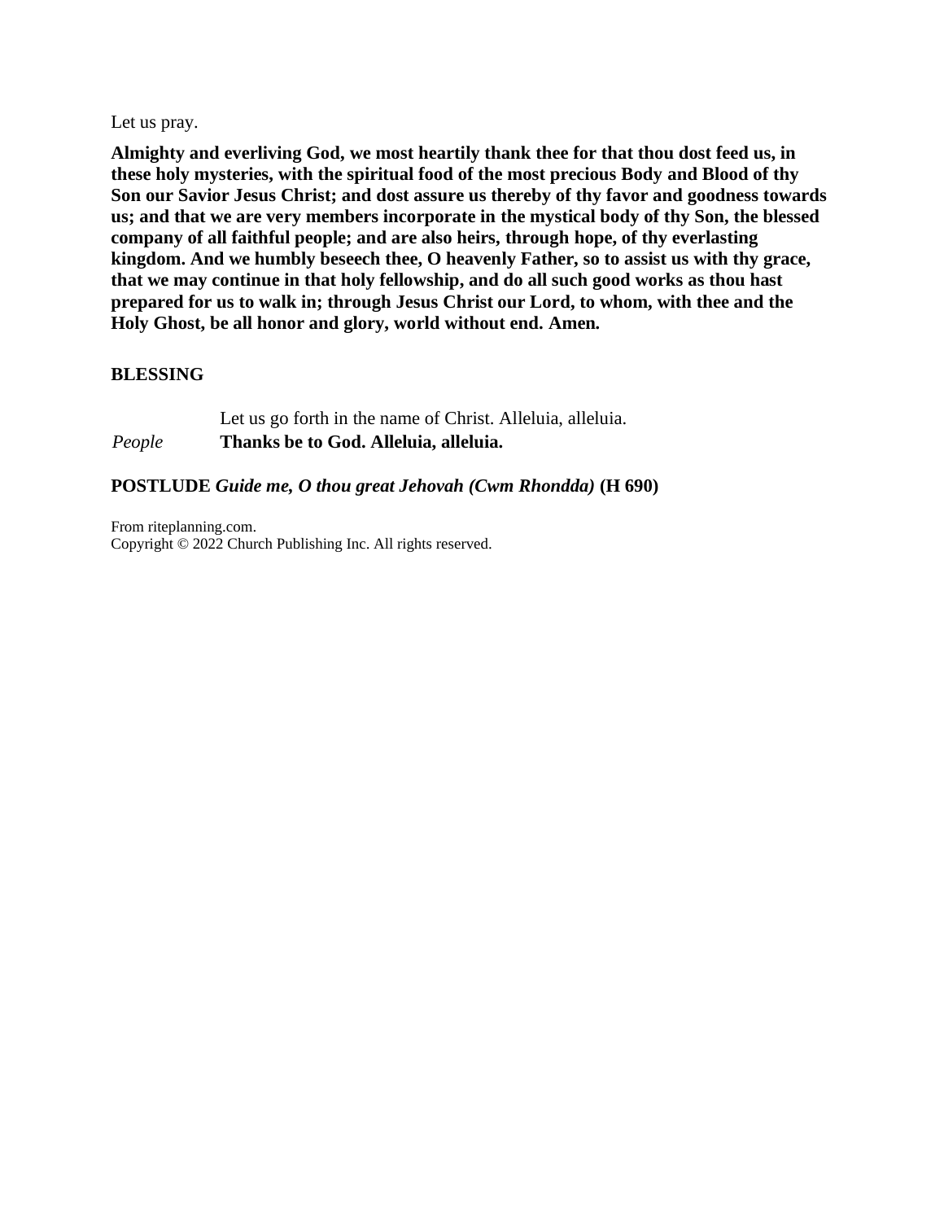Let us pray.

**Almighty and everliving God, we most heartily thank thee for that thou dost feed us, in these holy mysteries, with the spiritual food of the most precious Body and Blood of thy Son our Savior Jesus Christ; and dost assure us thereby of thy favor and goodness towards us; and that we are very members incorporate in the mystical body of thy Son, the blessed company of all faithful people; and are also heirs, through hope, of thy everlasting kingdom. And we humbly beseech thee, O heavenly Father, so to assist us with thy grace, that we may continue in that holy fellowship, and do all such good works as thou hast prepared for us to walk in; through Jesus Christ our Lord, to whom, with thee and the Holy Ghost, be all honor and glory, world without end. Amen.**

**BLESSING**

Let us go forth in the name of Christ. Alleluia, alleluia.

*People* **Thanks be to God. Alleluia, alleluia.**

**POSTLUDE** ***Guide me, O thou great Jehovah (Cwm Rhondda)*** **(H 690)**

From riteplanning.com.
Copyright © 2022 Church Publishing Inc. All rights reserved.